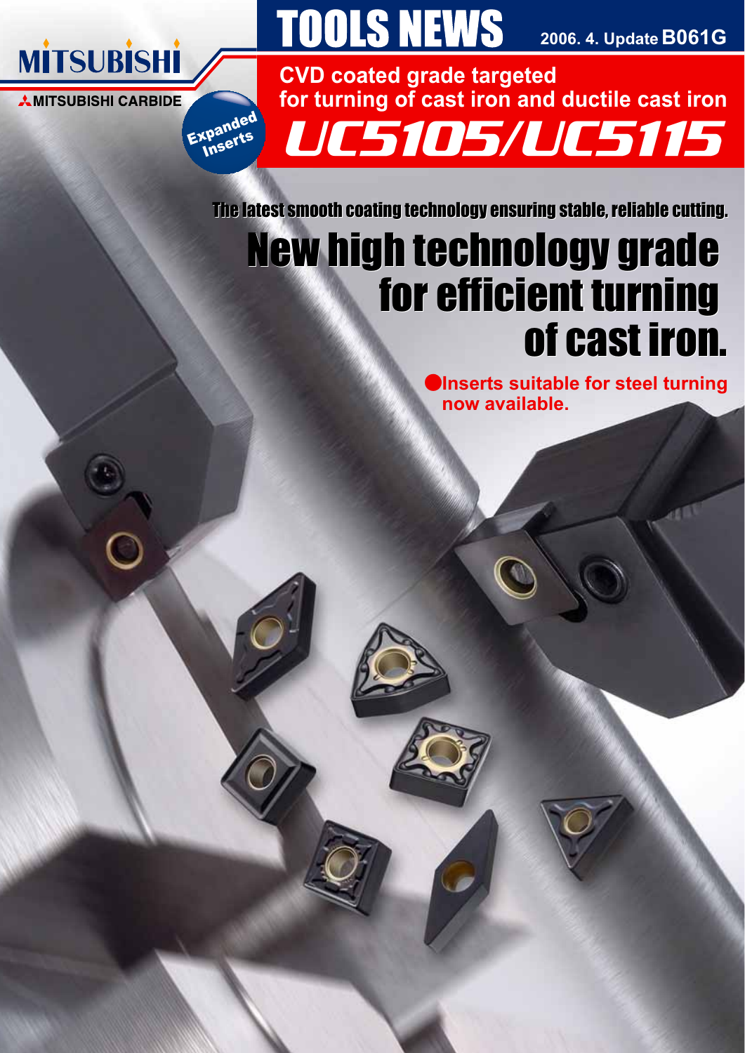MITSUBISHI

MITSUBISHI CARBIDE

# TOOLS NEWS

2006. 4. Update B061G

Expanded Inserts

**CVD coated grade targeted for turning of cast iron and ductile cast iron**

# UC5105/UC5115

The latest smooth coating technology ensuring stable, reliable cutting.

## New high technology grade for efficient turning of cast iron.

●**Inserts suitable for steel turning now available.**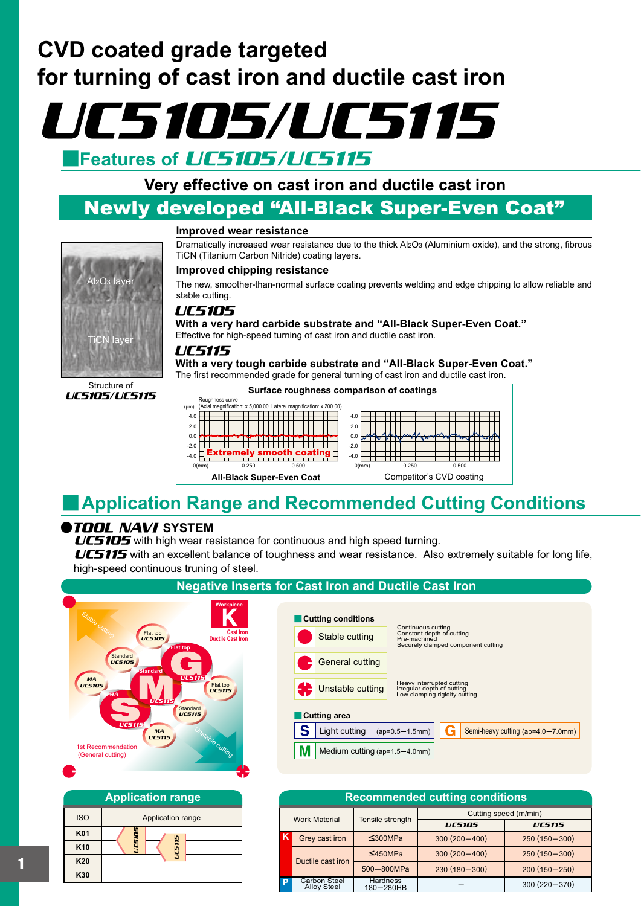# CVD coated grade targeted for turning of cast iron and ductile cast iron

# UC5105/UC5115

## Features of UC5105/UC5115

### Very effective on cast iron and ductile cast iron

### Newly developed "All-Black Super-Even Coat"

**Improved wear resistance**

Dramatically increased wear resistance due to the thick $Al_2O_3$ (Aluminium oxide), and the strong, fibrous TiCN (Titanium Carbon Nitride) coating layers.

**Improved chipping resistance**

The new, smoother-than-normal surface coating prevents welding and edge chipping to allow reliable and stable cutting.

**UC5105**

**With a very hard carbide substrate and "All-Black Super-Even Coat."**
Effective for high-speed turning of cast iron and ductile cast iron.

**UC5115**

**With a very tough carbide substrate and "All-Black Super-Even Coat."**
The first recommended grade for general turning of cast iron and ductile cast iron.

$Al_2O_3$ layer

TiCN layer

Structure of UC5105/UC5115

**Surface roughness comparison of coatings**

Roughness curve (μm) (Axial magnification: x 5,000.00 Lateral magnification: x 200.00)

Extremely smooth coating

All-Black Super-Even Coat — Competitor's CVD coating

## Application Range and Recommended Cutting Conditions

● **TOOL NAVI SYSTEM**

**UC5105** with high wear resistance for continuous and high speed turning.
**UC5115** with an excellent balance of toughness and wear resistance. Also extremely suitable for long life, high-speed continuous truning of steel.

### Negative Inserts for Cast Iron and Ductile Cast Iron

Workpiece K — Cast Iron, Ductile Cast Iron

Stable cutting / Unstable cutting

- G: Flat top UC5115
- M: Standard UC5115 (Flat top UC5105, Standard UC5105)
- S: MA UC5115 (MA UC5105)
- Flat top UC5115, Standard UC5115, MA UC5115

1st Recommendation (General cutting)

**Cutting conditions**

- Stable cutting: Continuous cutting, Constant depth of cutting, Pre-machined, Securely clamped component cutting
- General cutting
- Unstable cutting: Heavy interrupted cutting, Irregular depth of cutting, Low clamping rigidity cutting

**Cutting area**

- S: Light cutting (ap=0.5−1.5mm)
- M: Medium cutting (ap=1.5−4.0mm)
- G: Semi-heavy cutting (ap=4.0−7.0mm)

**Application range**

| ISO | Application range |
|---|---|
| K01 | UC5105 |
| K10 | UC5105 / UC5115 |
| K20 | UC5115 |
| K30 | |

**Recommended cutting conditions**

| | Work Material | Tensile strength | Cutting speed (m/min) UC5105 | UC5115 |
|---|---|---|---|---|
| K | Grey cast iron | ≦300MPa | 300 (200−400) | 250 (150−300) |
| K | Ductile cast iron | ≦450MPa | 300 (200−400) | 250 (150−300) |
| K | Ductile cast iron | 500−800MPa | 230 (180−300) | 200 (150−250) |
| P | Carbon Steel Alloy Steel | Hardness 180−280HB | − | 300 (220−370) |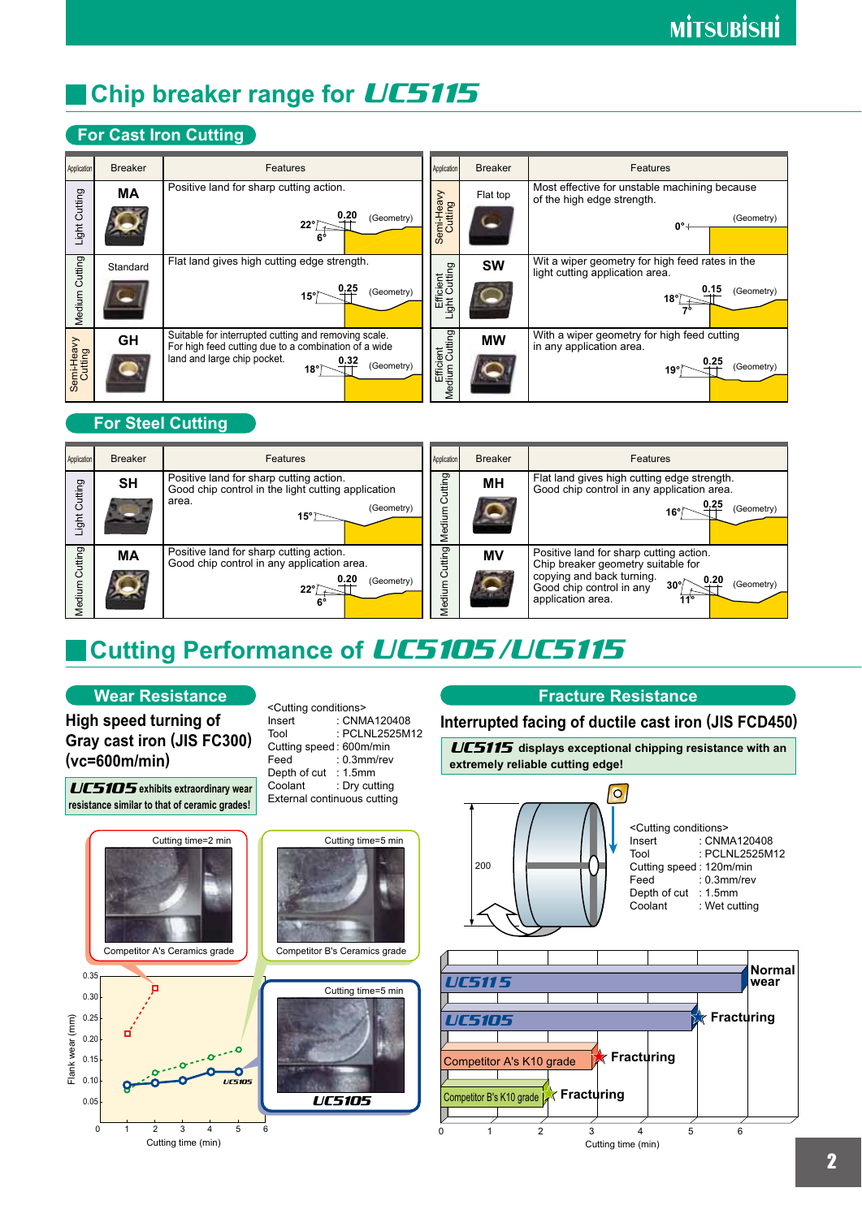# Chip breaker range for UC5115

## For Cast Iron Cutting

| Application | Breaker | Features |
|---|---|---|
| Light Cutting | MA | Positive land for sharp cutting action. (Geometry) 22°, 0.20, 6° |
| Medium Cutting | Standard | Flat land gives high cutting edge strength. (Geometry) 15°, 0.25 |
| Semi-Heavy Cutting | GH | Suitable for interrupted cutting and removing scale. For high feed cutting due to a combination of a wide land and large chip pocket. (Geometry) 18°, 0.32 |
| Semi-Heavy Cutting | Flat top | Most effective for unstable machining because of the high edge strength. (Geometry) 0° |
| Efficient Light Cutting | SW | Wit a wiper geometry for high feed rates in the light cutting application area. (Geometry) 18°, 0.15, 7° |
| Efficient Medium Cutting | MW | With a wiper geometry for high feed cutting in any application area. (Geometry) 19°, 0.25 |

## For Steel Cutting

| Application | Breaker | Features |
|---|---|---|
| Light Cutting | SH | Positive land for sharp cutting action. Good chip control in the light cutting application area. (Geometry) 15° |
| Medium Cutting | MA | Positive land for sharp cutting action. Good chip control in any application area. (Geometry) 22°, 0.20, 6° |
| Medium Cutting | MH | Flat land gives high cutting edge strength. Good chip control in any application area. (Geometry) 16°, 0.25 |
| Medium Cutting | MV | Positive land for sharp cutting action. Chip breaker geometry suitable for copying and back turning. Good chip control in any application area. (Geometry) 30°, 0.20, 11° |

# Cutting Performance of UC5105/UC5115

## Wear Resistance

### High speed turning of Gray cast iron (JIS FC300) (vc=600m/min)

**UC5105 exhibits extraordinary wear resistance similar to that of ceramic grades!**

<Cutting conditions>
- Insert : CNMA120408
- Tool : PCLNL2525M12
- Cutting speed : 600m/min
- Feed : 0.3mm/rev
- Depth of cut : 1.5mm
- Coolant : Dry cutting
- External continuous cutting

Cutting time=2 min — Competitor A's Ceramics grade

Cutting time=5 min — Competitor B's Ceramics grade

Cutting time=5 min — UC5105

Flank wear (mm) vs. Cutting time (min): UC5105

## Fracture Resistance

### Interrupted facing of ductile cast iron (JIS FCD450)

**UC5115 displays exceptional chipping resistance with an extremely reliable cutting edge!**

<Cutting conditions>
- Insert : CNMA120408
- Tool : PCLNL2525M12
- Cutting speed : 120m/min
- Feed : 0.3mm/rev
- Depth of cut : 1.5mm
- Coolant : Wet cutting

200

- UC5115 — Normal wear
- UC5105 — Fracturing
- Competitor A's K10 grade — Fracturing
- Competitor B's K10 grade — Fracturing

Cutting time (min)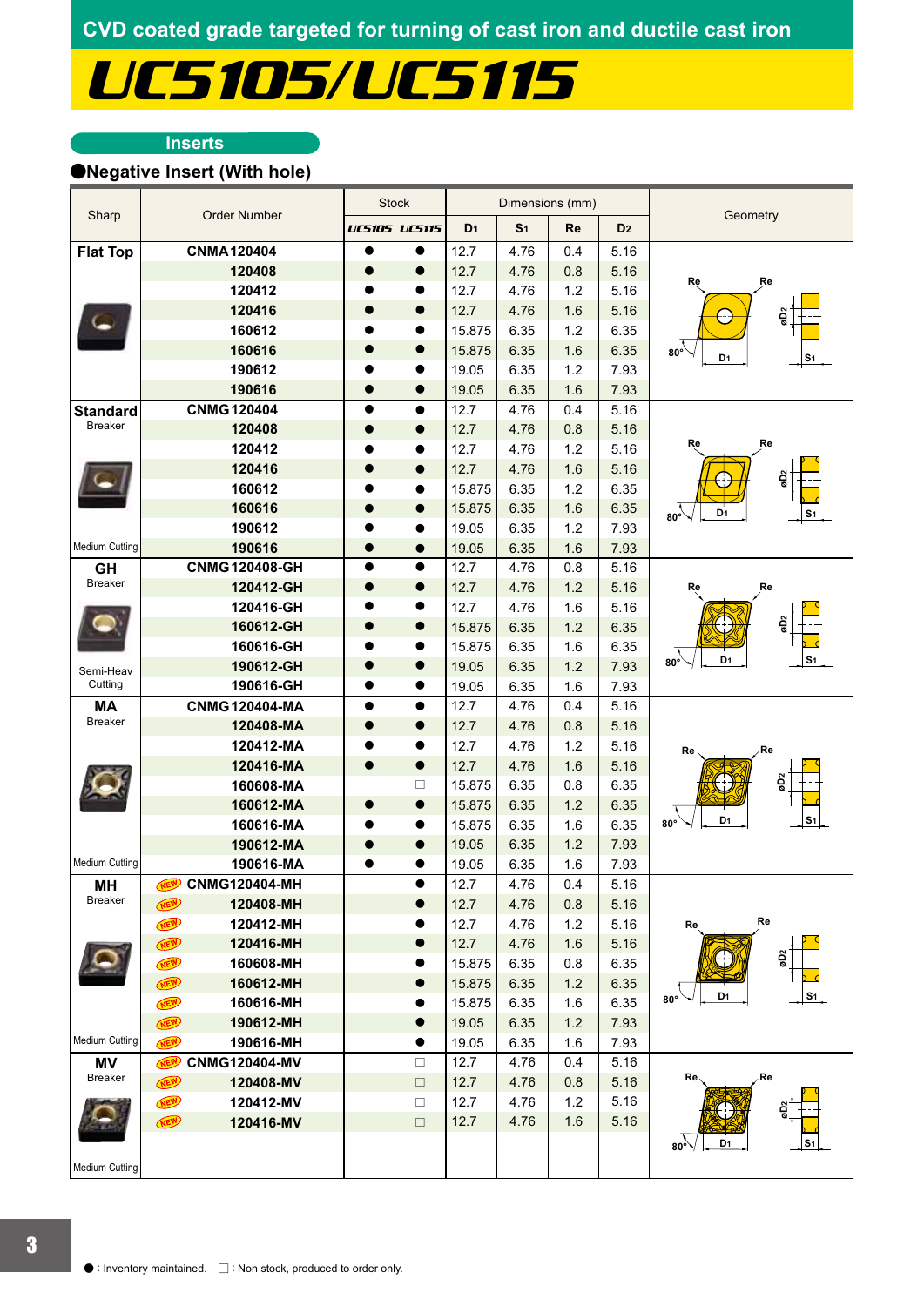# CVD coated grade targeted for turning of cast iron and ductile cast iron

# UC5105/UC5115

## Inserts

### ●Negative Insert (With hole)

| Sharp | Order Number | Stock | | Dimensions (mm) | | | | Geometry |
|---|---|---|---|---|---|---|---|---|
| | | UC5105 | UC5115 | D1 | S1 | Re | D2 | |
| **Flat Top** | **CNMA 120404** | ● | ● | 12.7 | 4.76 | 0.4 | 5.16 | |
| | **120408** | ● | ● | 12.7 | 4.76 | 0.8 | 5.16 | |
| | **120412** | ● | ● | 12.7 | 4.76 | 1.2 | 5.16 | |
| | **120416** | ● | ● | 12.7 | 4.76 | 1.6 | 5.16 | |
| | **160612** | ● | ● | 15.875 | 6.35 | 1.2 | 6.35 | |
| | **160616** | ● | ● | 15.875 | 6.35 | 1.6 | 6.35 | |
| | **190612** | ● | ● | 19.05 | 6.35 | 1.2 | 7.93 | |
| | **190616** | ● | ● | 19.05 | 6.35 | 1.6 | 7.93 | |
| **Standard** Breaker | **CNMG 120404** | ● | ● | 12.7 | 4.76 | 0.4 | 5.16 | |
| | **120408** | ● | ● | 12.7 | 4.76 | 0.8 | 5.16 | |
| | **120412** | ● | ● | 12.7 | 4.76 | 1.2 | 5.16 | |
| | **120416** | ● | ● | 12.7 | 4.76 | 1.6 | 5.16 | |
| | **160612** | ● | ● | 15.875 | 6.35 | 1.2 | 6.35 | |
| | **160616** | ● | ● | 15.875 | 6.35 | 1.6 | 6.35 | |
| | **190612** | ● | ● | 19.05 | 6.35 | 1.2 | 7.93 | |
| Medium Cutting | **190616** | ● | ● | 19.05 | 6.35 | 1.6 | 7.93 | |
| **GH** Breaker | **CNMG 120408-GH** | ● | ● | 12.7 | 4.76 | 0.8 | 5.16 | |
| | **120412-GH** | ● | ● | 12.7 | 4.76 | 1.2 | 5.16 | |
| | **120416-GH** | ● | ● | 12.7 | 4.76 | 1.6 | 5.16 | |
| | **160612-GH** | ● | ● | 15.875 | 6.35 | 1.2 | 6.35 | |
| | **160616-GH** | ● | ● | 15.875 | 6.35 | 1.6 | 6.35 | |
| Semi-Heavy | **190612-GH** | ● | ● | 19.05 | 6.35 | 1.2 | 7.93 | |
| Cutting | **190616-GH** | ● | ● | 19.05 | 6.35 | 1.6 | 7.93 | |
| **MA** Breaker | **CNMG 120404-MA** | ● | ● | 12.7 | 4.76 | 0.4 | 5.16 | |
| | **120408-MA** | ● | ● | 12.7 | 4.76 | 0.8 | 5.16 | |
| | **120412-MA** | ● | ● | 12.7 | 4.76 | 1.2 | 5.16 | |
| | **120416-MA** | ● | ● | 12.7 | 4.76 | 1.6 | 5.16 | |
| | **160608-MA** | | □ | 15.875 | 6.35 | 0.8 | 6.35 | |
| | **160612-MA** | ● | ● | 15.875 | 6.35 | 1.2 | 6.35 | |
| | **160616-MA** | ● | ● | 15.875 | 6.35 | 1.6 | 6.35 | |
| | **190612-MA** | ● | ● | 19.05 | 6.35 | 1.2 | 7.93 | |
| Medium Cutting | **190616-MA** | ● | ● | 19.05 | 6.35 | 1.6 | 7.93 | |
| **MH** Breaker | NEW **CNMG120404-MH** | | ● | 12.7 | 4.76 | 0.4 | 5.16 | |
| | NEW **120408-MH** | | ● | 12.7 | 4.76 | 0.8 | 5.16 | |
| | NEW **120412-MH** | | ● | 12.7 | 4.76 | 1.2 | 5.16 | |
| | NEW **120416-MH** | | ● | 12.7 | 4.76 | 1.6 | 5.16 | |
| | NEW **160608-MH** | | ● | 15.875 | 6.35 | 0.8 | 6.35 | |
| | NEW **160612-MH** | | ● | 15.875 | 6.35 | 1.2 | 6.35 | |
| | NEW **160616-MH** | | ● | 15.875 | 6.35 | 1.6 | 6.35 | |
| | NEW **190612-MH** | | ● | 19.05 | 6.35 | 1.2 | 7.93 | |
| Medium Cutting | NEW **190616-MH** | | ● | 19.05 | 6.35 | 1.6 | 7.93 | |
| **MV** Breaker | NEW **CNMG120404-MV** | | □ | 12.7 | 4.76 | 0.4 | 5.16 | |
| | NEW **120408-MV** | | □ | 12.7 | 4.76 | 0.8 | 5.16 | |
| | NEW **120412-MV** | | □ | 12.7 | 4.76 | 1.2 | 5.16 | |
| Medium Cutting | NEW **120416-MV** | | □ | 12.7 | 4.76 | 1.6 | 5.16 | |

● : Inventory maintained. □ : Non stock, produced to order only.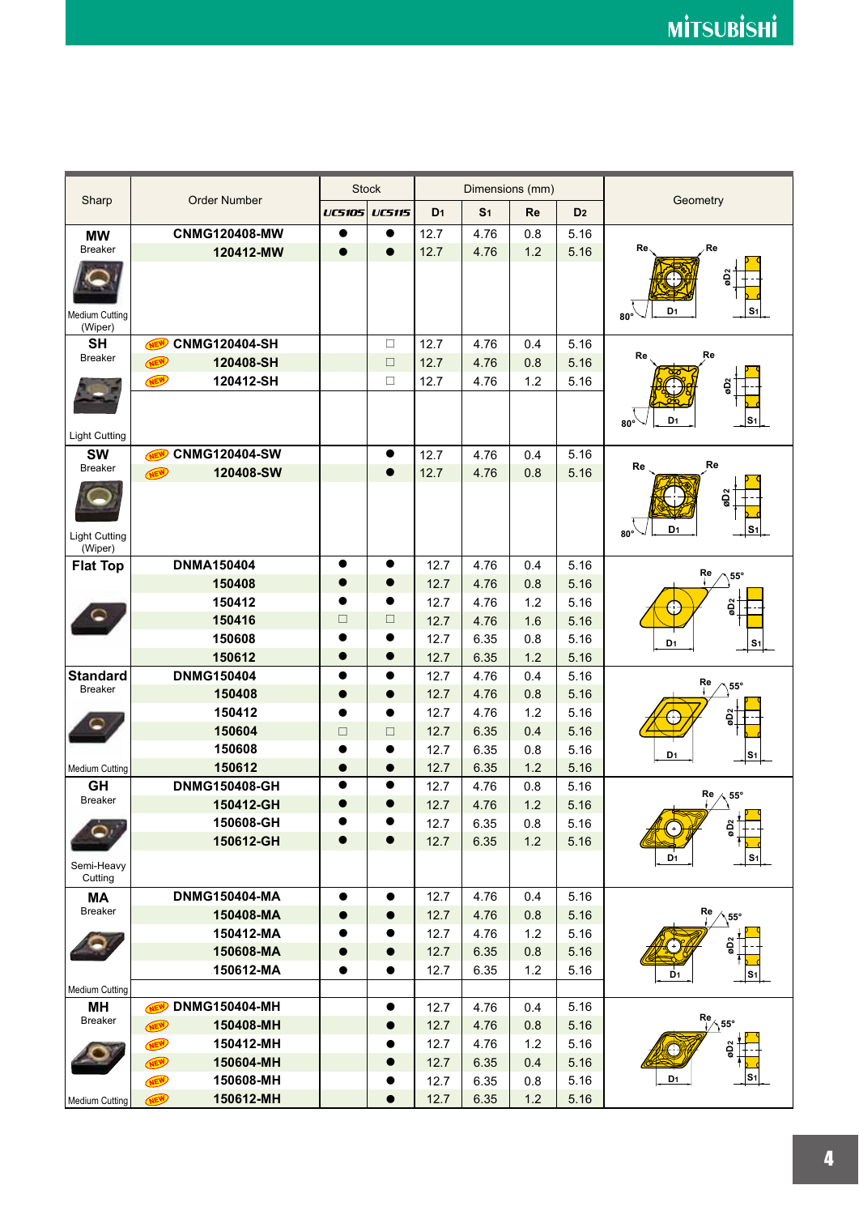| Sharp | Order Number | Stock | | Dimensions (mm) | | | | Geometry |
|---|---|---|---|---|---|---|---|---|
| | | UC5105 | UC5115 | D1 | S1 | Re | D2 | |
| **MW** Breaker Medium Cutting (Wiper) | CNMG120408-MW | ● | ● | 12.7 | 4.76 | 0.8 | 5.16 | |
| | 120412-MW | ● | ● | 12.7 | 4.76 | 1.2 | 5.16 | |
| **SH** Breaker Light Cutting | NEW CNMG120404-SH | | □ | 12.7 | 4.76 | 0.4 | 5.16 | |
| | NEW 120408-SH | | □ | 12.7 | 4.76 | 0.8 | 5.16 | |
| | NEW 120412-SH | | □ | 12.7 | 4.76 | 1.2 | 5.16 | |
| **SW** Breaker Light Cutting (Wiper) | NEW CNMG120404-SW | | ● | 12.7 | 4.76 | 0.4 | 5.16 | |
| | NEW 120408-SW | | ● | 12.7 | 4.76 | 0.8 | 5.16 | |
| **Flat Top** | DNMA150404 | ● | ● | 12.7 | 4.76 | 0.4 | 5.16 | |
| | 150408 | ● | ● | 12.7 | 4.76 | 0.8 | 5.16 | |
| | 150412 | ● | ● | 12.7 | 4.76 | 1.2 | 5.16 | |
| | 150416 | □ | □ | 12.7 | 4.76 | 1.6 | 5.16 | |
| | 150608 | ● | ● | 12.7 | 6.35 | 0.8 | 5.16 | |
| | 150612 | ● | ● | 12.7 | 6.35 | 1.2 | 5.16 | |
| **Standard** Breaker Medium Cutting | DNMG150404 | ● | ● | 12.7 | 4.76 | 0.4 | 5.16 | |
| | 150408 | ● | ● | 12.7 | 4.76 | 0.8 | 5.16 | |
| | 150412 | ● | ● | 12.7 | 4.76 | 1.2 | 5.16 | |
| | 150604 | □ | □ | 12.7 | 6.35 | 0.4 | 5.16 | |
| | 150608 | ● | ● | 12.7 | 6.35 | 0.8 | 5.16 | |
| | 150612 | ● | ● | 12.7 | 6.35 | 1.2 | 5.16 | |
| **GH** Breaker Semi-Heavy Cutting | DNMG150408-GH | ● | ● | 12.7 | 4.76 | 0.8 | 5.16 | |
| | 150412-GH | ● | ● | 12.7 | 4.76 | 1.2 | 5.16 | |
| | 150608-GH | ● | ● | 12.7 | 6.35 | 0.8 | 5.16 | |
| | 150612-GH | ● | ● | 12.7 | 6.35 | 1.2 | 5.16 | |
| **MA** Breaker Medium Cutting | DNMG150404-MA | ● | ● | 12.7 | 4.76 | 0.4 | 5.16 | |
| | 150408-MA | ● | ● | 12.7 | 4.76 | 0.8 | 5.16 | |
| | 150412-MA | ● | ● | 12.7 | 4.76 | 1.2 | 5.16 | |
| | 150608-MA | ● | ● | 12.7 | 6.35 | 0.8 | 5.16 | |
| | 150612-MA | ● | ● | 12.7 | 6.35 | 1.2 | 5.16 | |
| **MH** Breaker Medium Cutting | NEW DNMG150404-MH | | ● | 12.7 | 4.76 | 0.4 | 5.16 | |
| | NEW 150408-MH | | ● | 12.7 | 4.76 | 0.8 | 5.16 | |
| | NEW 150412-MH | | ● | 12.7 | 4.76 | 1.2 | 5.16 | |
| | NEW 150604-MH | | ● | 12.7 | 6.35 | 0.4 | 5.16 | |
| | NEW 150608-MH | | ● | 12.7 | 6.35 | 0.8 | 5.16 | |
| | NEW 150612-MH | | ● | 12.7 | 6.35 | 1.2 | 5.16 | |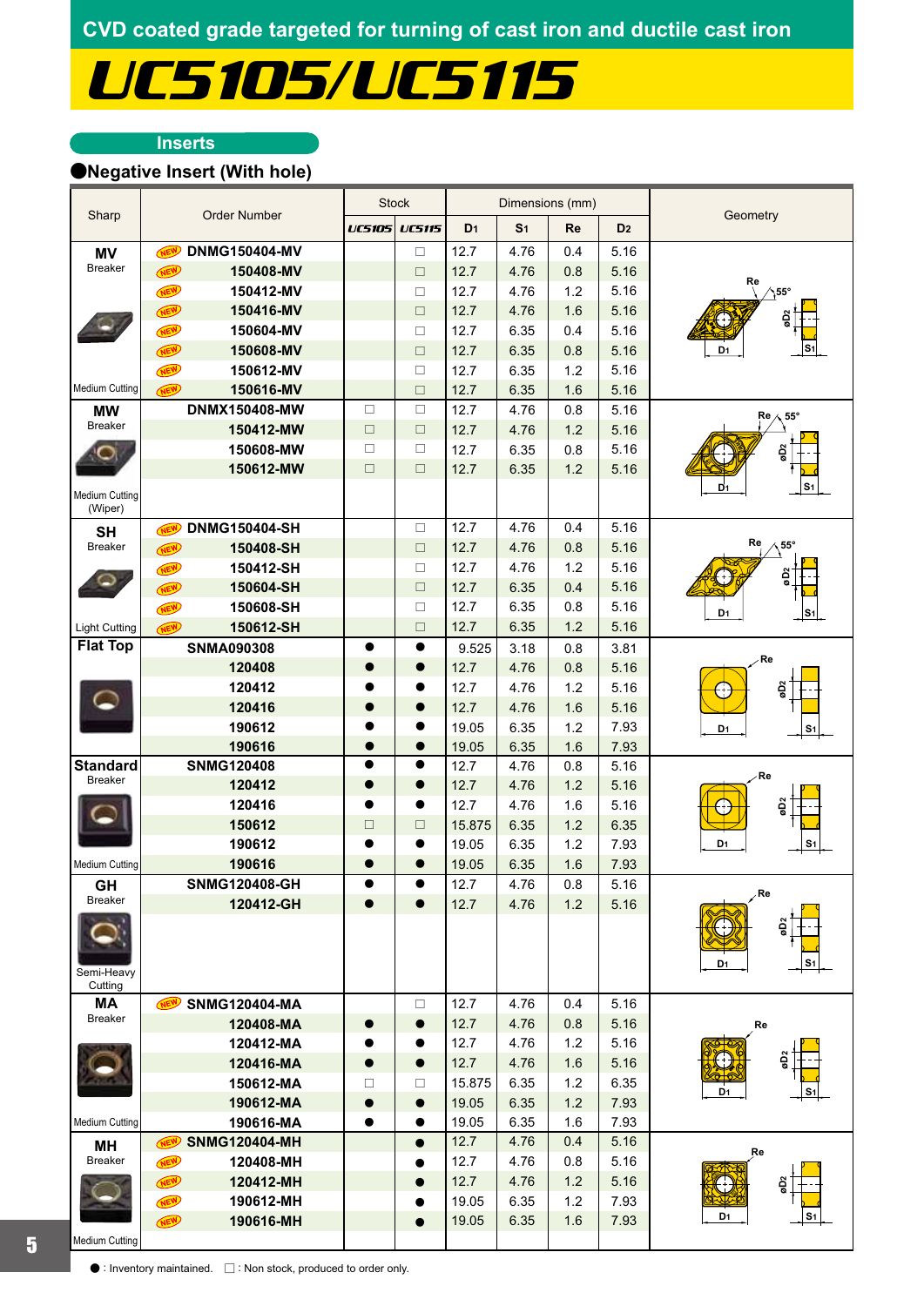CVD coated grade targeted for turning of cast iron and ductile cast iron

# UC5105/UC5115

## Inserts

### ●Negative Insert (With hole)

| Sharp | Order Number | Stock | | Dimensions (mm) | | | | Geometry |
|---|---|---|---|---|---|---|---|---|
| | | UC5105 | UC5115 | D1 | S1 | Re | D2 | |
| MV Breaker, Medium Cutting | NEW DNMG150404-MV | | □ | 12.7 | 4.76 | 0.4 | 5.16 | Re, 55°, øD2, D1, S1 |
| | NEW 150408-MV | | □ | 12.7 | 4.76 | 0.8 | 5.16 | |
| | NEW 150412-MV | | □ | 12.7 | 4.76 | 1.2 | 5.16 | |
| | NEW 150416-MV | | □ | 12.7 | 4.76 | 1.6 | 5.16 | |
| | NEW 150604-MV | | □ | 12.7 | 6.35 | 0.4 | 5.16 | |
| | NEW 150608-MV | | □ | 12.7 | 6.35 | 0.8 | 5.16 | |
| | NEW 150612-MV | | □ | 12.7 | 6.35 | 1.2 | 5.16 | |
| | NEW 150616-MV | | □ | 12.7 | 6.35 | 1.6 | 5.16 | |
| MW Breaker, Medium Cutting (Wiper) | DNMX150408-MW | □ | □ | 12.7 | 4.76 | 0.8 | 5.16 | Re, 55°, øD2, D1, S1 |
| | 150412-MW | □ | □ | 12.7 | 4.76 | 1.2 | 5.16 | |
| | 150608-MW | □ | □ | 12.7 | 6.35 | 0.8 | 5.16 | |
| | 150612-MW | □ | □ | 12.7 | 6.35 | 1.2 | 5.16 | |
| SH Breaker, Light Cutting | NEW DNMG150404-SH | | □ | 12.7 | 4.76 | 0.4 | 5.16 | Re, 55°, øD2, D1, S1 |
| | NEW 150408-SH | | □ | 12.7 | 4.76 | 0.8 | 5.16 | |
| | NEW 150412-SH | | □ | 12.7 | 4.76 | 1.2 | 5.16 | |
| | NEW 150604-SH | | □ | 12.7 | 6.35 | 0.4 | 5.16 | |
| | NEW 150608-SH | | □ | 12.7 | 6.35 | 0.8 | 5.16 | |
| | NEW 150612-SH | | □ | 12.7 | 6.35 | 1.2 | 5.16 | |
| Flat Top | SNMA090308 | ● | ● | 9.525 | 3.18 | 0.8 | 3.81 | Re, øD2, D1, S1 |
| | 120408 | ● | ● | 12.7 | 4.76 | 0.8 | 5.16 | |
| | 120412 | ● | ● | 12.7 | 4.76 | 1.2 | 5.16 | |
| | 120416 | ● | ● | 12.7 | 4.76 | 1.6 | 5.16 | |
| | 190612 | ● | ● | 19.05 | 6.35 | 1.2 | 7.93 | |
| | 190616 | ● | ● | 19.05 | 6.35 | 1.6 | 7.93 | |
| Standard Breaker, Medium Cutting | SNMG120408 | ● | ● | 12.7 | 4.76 | 0.8 | 5.16 | Re, øD2, D1, S1 |
| | 120412 | ● | ● | 12.7 | 4.76 | 1.2 | 5.16 | |
| | 120416 | ● | ● | 12.7 | 4.76 | 1.6 | 5.16 | |
| | 150612 | □ | □ | 15.875 | 6.35 | 1.2 | 6.35 | |
| | 190612 | ● | ● | 19.05 | 6.35 | 1.2 | 7.93 | |
| | 190616 | ● | ● | 19.05 | 6.35 | 1.6 | 7.93 | |
| GH Breaker, Semi-Heavy Cutting | SNMG120408-GH | ● | ● | 12.7 | 4.76 | 0.8 | 5.16 | Re, øD2, D1, S1 |
| | 120412-GH | ● | ● | 12.7 | 4.76 | 1.2 | 5.16 | |
| MA Breaker, Medium Cutting | NEW SNMG120404-MA | | □ | 12.7 | 4.76 | 0.4 | 5.16 | Re, øD2, D1, S1 |
| | 120408-MA | ● | ● | 12.7 | 4.76 | 0.8 | 5.16 | |
| | 120412-MA | ● | ● | 12.7 | 4.76 | 1.2 | 5.16 | |
| | 120416-MA | ● | ● | 12.7 | 4.76 | 1.6 | 5.16 | |
| | 150612-MA | □ | □ | 15.875 | 6.35 | 1.2 | 6.35 | |
| | 190612-MA | ● | ● | 19.05 | 6.35 | 1.2 | 7.93 | |
| | 190616-MA | ● | ● | 19.05 | 6.35 | 1.6 | 7.93 | |
| MH Breaker, Medium Cutting | NEW SNMG120404-MH | | ● | 12.7 | 4.76 | 0.4 | 5.16 | Re, øD2, D1, S1 |
| | NEW 120408-MH | | ● | 12.7 | 4.76 | 0.8 | 5.16 | |
| | NEW 120412-MH | | ● | 12.7 | 4.76 | 1.2 | 5.16 | |
| | NEW 190612-MH | | ● | 19.05 | 6.35 | 1.2 | 7.93 | |
| | NEW 190616-MH | | ● | 19.05 | 6.35 | 1.6 | 7.93 | |

● : Inventory maintained. □ : Non stock, produced to order only.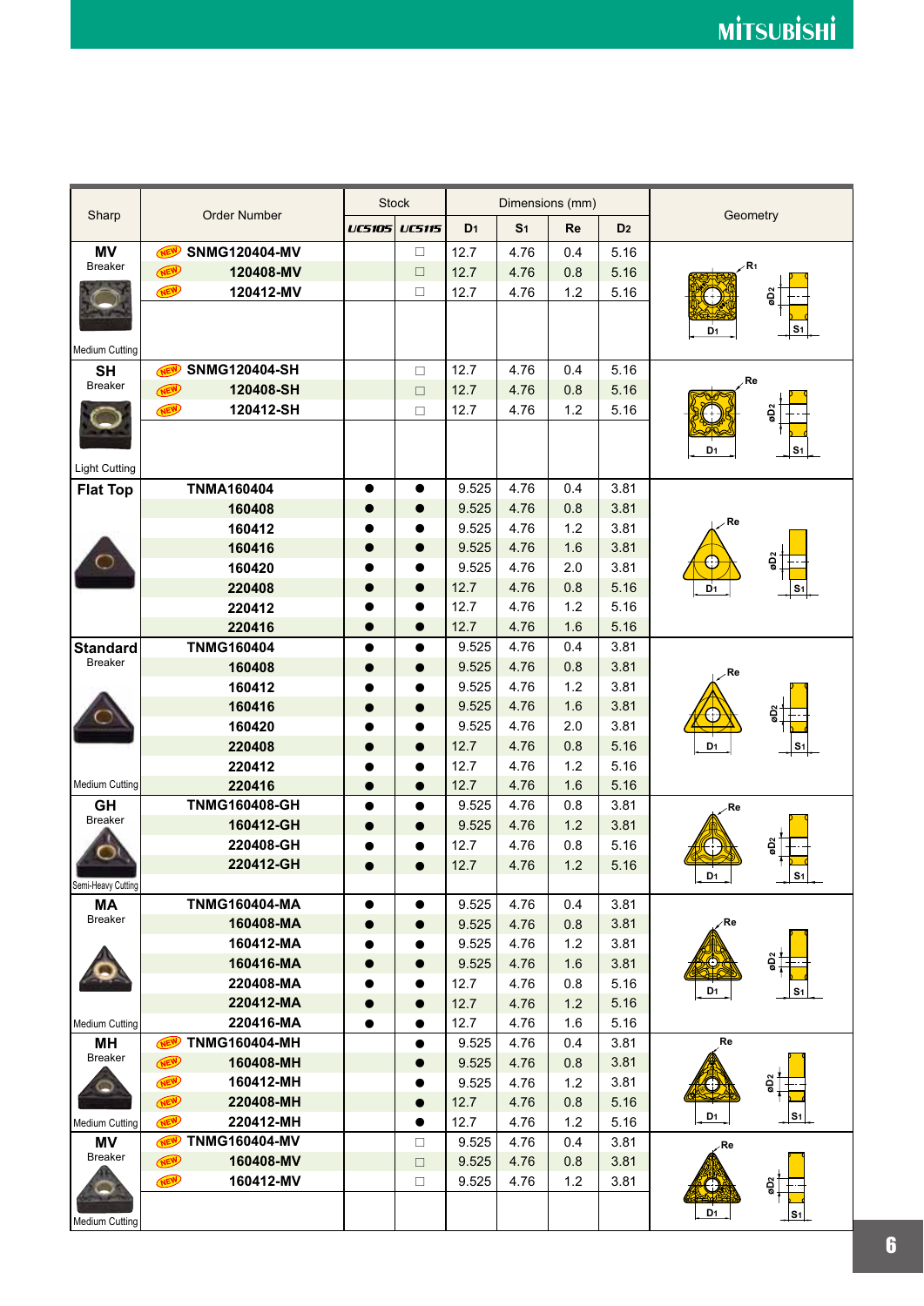| Sharp | Order Number | Stock | | Dimensions (mm) | | | | Geometry |
|---|---|---|---|---|---|---|---|---|
| | | UC5105 | UC5115 | D1 | S1 | Re | D2 | |
| **MV** Breaker Medium Cutting | NEW SNMG120404-MV | | □ | 12.7 | 4.76 | 0.4 | 5.16 | |
| | NEW 120408-MV | | □ | 12.7 | 4.76 | 0.8 | 5.16 | |
| | NEW 120412-MV | | □ | 12.7 | 4.76 | 1.2 | 5.16 | |
| **SH** Breaker Light Cutting | NEW SNMG120404-SH | | □ | 12.7 | 4.76 | 0.4 | 5.16 | |
| | NEW 120408-SH | | □ | 12.7 | 4.76 | 0.8 | 5.16 | |
| | NEW 120412-SH | | □ | 12.7 | 4.76 | 1.2 | 5.16 | |
| **Flat Top** | TNMA160404 | ● | ● | 9.525 | 4.76 | 0.4 | 3.81 | |
| | 160408 | ● | ● | 9.525 | 4.76 | 0.8 | 3.81 | |
| | 160412 | ● | ● | 9.525 | 4.76 | 1.2 | 3.81 | |
| | 160416 | ● | ● | 9.525 | 4.76 | 1.6 | 3.81 | |
| | 160420 | ● | ● | 9.525 | 4.76 | 2.0 | 3.81 | |
| | 220408 | ● | ● | 12.7 | 4.76 | 0.8 | 5.16 | |
| | 220412 | ● | ● | 12.7 | 4.76 | 1.2 | 5.16 | |
| | 220416 | ● | ● | 12.7 | 4.76 | 1.6 | 5.16 | |
| **Standard** Breaker Medium Cutting | TNMG160404 | ● | ● | 9.525 | 4.76 | 0.4 | 3.81 | |
| | 160408 | ● | ● | 9.525 | 4.76 | 0.8 | 3.81 | |
| | 160412 | ● | ● | 9.525 | 4.76 | 1.2 | 3.81 | |
| | 160416 | ● | ● | 9.525 | 4.76 | 1.6 | 3.81 | |
| | 160420 | ● | ● | 9.525 | 4.76 | 2.0 | 3.81 | |
| | 220408 | ● | ● | 12.7 | 4.76 | 0.8 | 5.16 | |
| | 220412 | ● | ● | 12.7 | 4.76 | 1.2 | 5.16 | |
| | 220416 | ● | ● | 12.7 | 4.76 | 1.6 | 5.16 | |
| **GH** Breaker Semi-Heavy Cutting | TNMG160408-GH | ● | ● | 9.525 | 4.76 | 0.8 | 3.81 | |
| | 160412-GH | ● | ● | 9.525 | 4.76 | 1.2 | 3.81 | |
| | 220408-GH | ● | ● | 12.7 | 4.76 | 0.8 | 5.16 | |
| | 220412-GH | ● | ● | 12.7 | 4.76 | 1.2 | 5.16 | |
| **MA** Breaker Medium Cutting | TNMG160404-MA | ● | ● | 9.525 | 4.76 | 0.4 | 3.81 | |
| | 160408-MA | ● | ● | 9.525 | 4.76 | 0.8 | 3.81 | |
| | 160412-MA | ● | ● | 9.525 | 4.76 | 1.2 | 3.81 | |
| | 160416-MA | ● | ● | 9.525 | 4.76 | 1.6 | 3.81 | |
| | 220408-MA | ● | ● | 12.7 | 4.76 | 0.8 | 5.16 | |
| | 220412-MA | ● | ● | 12.7 | 4.76 | 1.2 | 5.16 | |
| | 220416-MA | ● | ● | 12.7 | 4.76 | 1.6 | 5.16 | |
| **MH** Breaker Medium Cutting | NEW TNMG160404-MH | | ● | 9.525 | 4.76 | 0.4 | 3.81 | |
| | NEW 160408-MH | | ● | 9.525 | 4.76 | 0.8 | 3.81 | |
| | NEW 160412-MH | | ● | 9.525 | 4.76 | 1.2 | 3.81 | |
| | NEW 220408-MH | | ● | 12.7 | 4.76 | 0.8 | 5.16 | |
| | NEW 220412-MH | | ● | 12.7 | 4.76 | 1.2 | 5.16 | |
| **MV** Breaker Medium Cutting | NEW TNMG160404-MV | | □ | 9.525 | 4.76 | 0.4 | 3.81 | |
| | NEW 160408-MV | | □ | 9.525 | 4.76 | 0.8 | 3.81 | |
| | NEW 160412-MV | | □ | 9.525 | 4.76 | 1.2 | 3.81 | |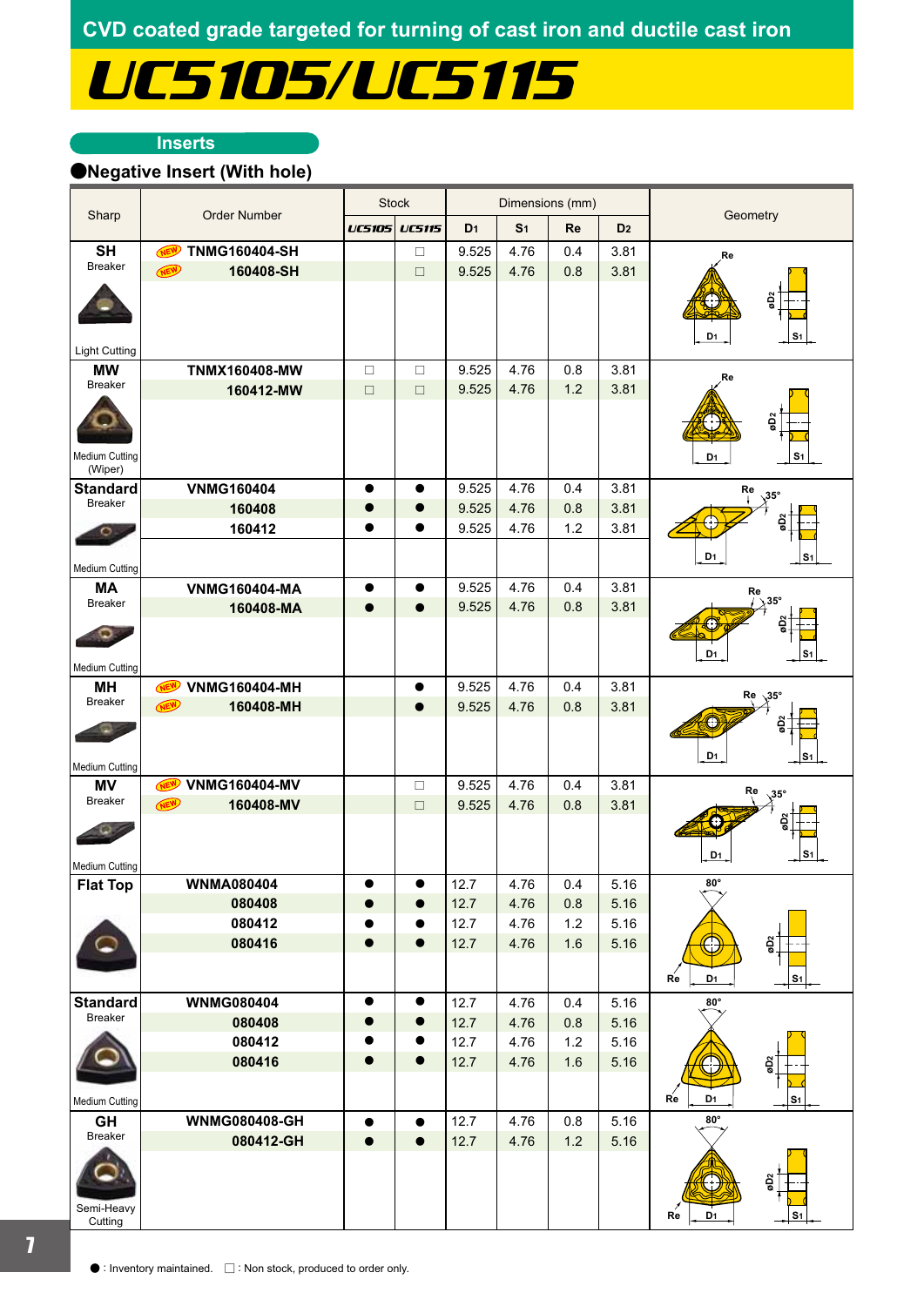CVD coated grade targeted for turning of cast iron and ductile cast iron

# UC5105/UC5115

## Inserts

### ●Negative Insert (With hole)

| Sharp | Order Number | Stock | | Dimensions (mm) | | | | Geometry |
|---|---|---|---|---|---|---|---|---|
| | | UC5105 | UC5115 | D1 | S1 | Re | D2 | |
| **SH** Breaker, Light Cutting | NEW TNMG160404-SH | | □ | 9.525 | 4.76 | 0.4 | 3.81 | |
| | NEW 160408-SH | | □ | 9.525 | 4.76 | 0.8 | 3.81 | |
| **MW** Breaker, Medium Cutting (Wiper) | TNMX160408-MW | □ | □ | 9.525 | 4.76 | 0.8 | 3.81 | |
| | 160412-MW | □ | □ | 9.525 | 4.76 | 1.2 | 3.81 | |
| **Standard** Breaker, Medium Cutting | VNMG160404 | ● | ● | 9.525 | 4.76 | 0.4 | 3.81 | 35° |
| | 160408 | ● | ● | 9.525 | 4.76 | 0.8 | 3.81 | |
| | 160412 | ● | ● | 9.525 | 4.76 | 1.2 | 3.81 | |
| **MA** Breaker, Medium Cutting | VNMG160404-MA | ● | ● | 9.525 | 4.76 | 0.4 | 3.81 | 35° |
| | 160408-MA | ● | ● | 9.525 | 4.76 | 0.8 | 3.81 | |
| **MH** Breaker, Medium Cutting | NEW VNMG160404-MH | | ● | 9.525 | 4.76 | 0.4 | 3.81 | 35° |
| | NEW 160408-MH | | ● | 9.525 | 4.76 | 0.8 | 3.81 | |
| **MV** Breaker, Medium Cutting | NEW VNMG160404-MV | | □ | 9.525 | 4.76 | 0.4 | 3.81 | 35° |
| | NEW 160408-MV | | □ | 9.525 | 4.76 | 0.8 | 3.81 | |
| **Flat Top** | WNMA080404 | ● | ● | 12.7 | 4.76 | 0.4 | 5.16 | 80° |
| | 080408 | ● | ● | 12.7 | 4.76 | 0.8 | 5.16 | |
| | 080412 | ● | ● | 12.7 | 4.76 | 1.2 | 5.16 | |
| | 080416 | ● | ● | 12.7 | 4.76 | 1.6 | 5.16 | |
| **Standard** Breaker, Medium Cutting | WNMG080404 | ● | ● | 12.7 | 4.76 | 0.4 | 5.16 | 80° |
| | 080408 | ● | ● | 12.7 | 4.76 | 0.8 | 5.16 | |
| | 080412 | ● | ● | 12.7 | 4.76 | 1.2 | 5.16 | |
| | 080416 | ● | ● | 12.7 | 4.76 | 1.6 | 5.16 | |
| **GH** Breaker, Semi-Heavy Cutting | WNMG080408-GH | ● | ● | 12.7 | 4.76 | 0.8 | 5.16 | 80° |
| | 080412-GH | ● | ● | 12.7 | 4.76 | 1.2 | 5.16 | |

● : Inventory maintained. □ : Non stock, produced to order only.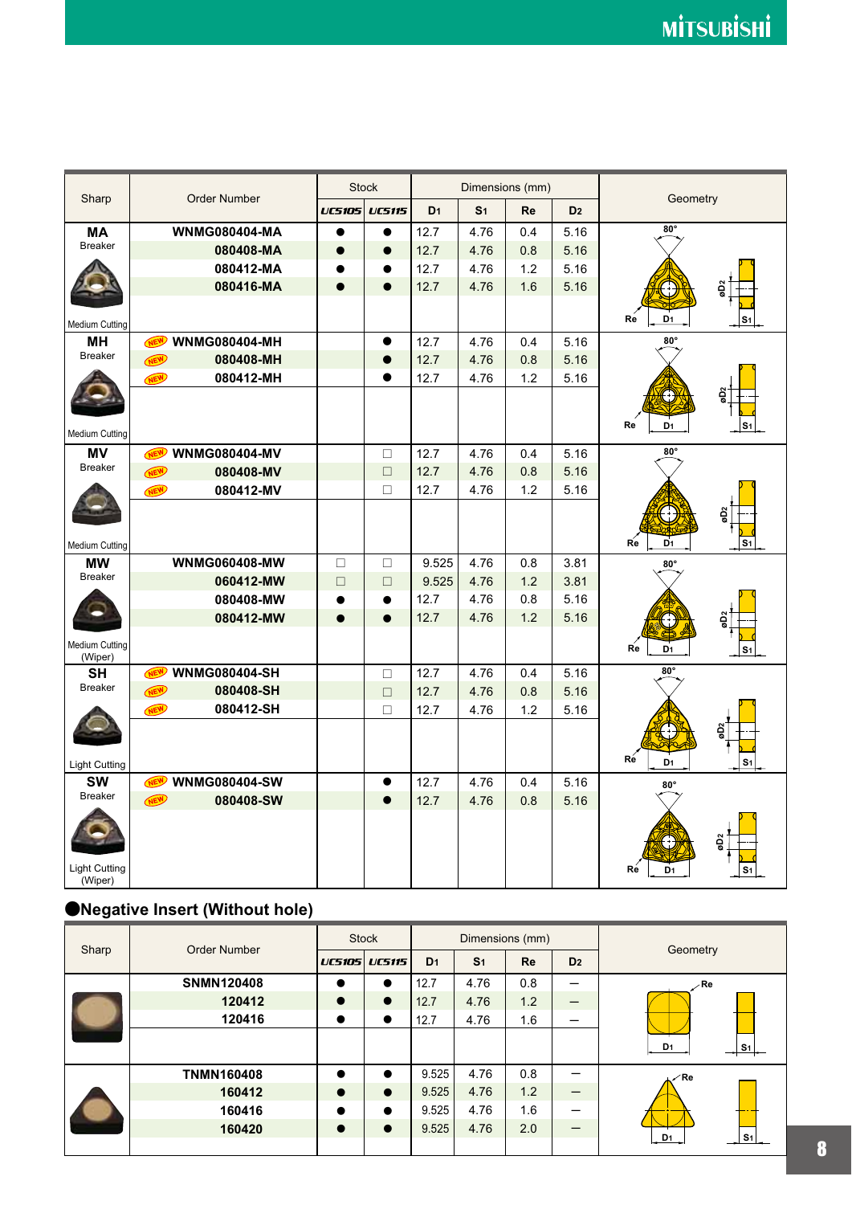| Sharp | Order Number | Stock | | Dimensions (mm) | | | | Geometry |
|---|---|---|---|---|---|---|---|---|
| | | UC5105 | UC5115 | $D_1$ | $S_1$ | Re | $D_2$ | |
| **MA** Breaker, Medium Cutting | **WNMG080404-MA** | ● | ● | 12.7 | 4.76 | 0.4 | 5.16 | |
| | **080408-MA** | ● | ● | 12.7 | 4.76 | 0.8 | 5.16 | |
| | **080412-MA** | ● | ● | 12.7 | 4.76 | 1.2 | 5.16 | |
| | **080416-MA** | ● | ● | 12.7 | 4.76 | 1.6 | 5.16 | |
| **MH** Breaker, Medium Cutting | NEW **WNMG080404-MH** | | ● | 12.7 | 4.76 | 0.4 | 5.16 | |
| | NEW **080408-MH** | | ● | 12.7 | 4.76 | 0.8 | 5.16 | |
| | NEW **080412-MH** | | ● | 12.7 | 4.76 | 1.2 | 5.16 | |
| **MV** Breaker, Medium Cutting | NEW **WNMG080404-MV** | | □ | 12.7 | 4.76 | 0.4 | 5.16 | |
| | NEW **080408-MV** | | □ | 12.7 | 4.76 | 0.8 | 5.16 | |
| | NEW **080412-MV** | | □ | 12.7 | 4.76 | 1.2 | 5.16 | |
| **MW** Breaker, Medium Cutting (Wiper) | **WNMG060408-MW** | □ | □ | 9.525 | 4.76 | 0.8 | 3.81 | |
| | **060412-MW** | □ | □ | 9.525 | 4.76 | 1.2 | 3.81 | |
| | **080408-MW** | ● | ● | 12.7 | 4.76 | 0.8 | 5.16 | |
| | **080412-MW** | ● | ● | 12.7 | 4.76 | 1.2 | 5.16 | |
| **SH** Breaker, Light Cutting | NEW **WNMG080404-SH** | | □ | 12.7 | 4.76 | 0.4 | 5.16 | |
| | NEW **080408-SH** | | □ | 12.7 | 4.76 | 0.8 | 5.16 | |
| | NEW **080412-SH** | | □ | 12.7 | 4.76 | 1.2 | 5.16 | |
| **SW** Breaker, Light Cutting (Wiper) | NEW **WNMG080404-SW** | | ● | 12.7 | 4.76 | 0.4 | 5.16 | |
| | NEW **080408-SW** | | ● | 12.7 | 4.76 | 0.8 | 5.16 | |

## ●Negative Insert (Without hole)

| Sharp | Order Number | Stock | | Dimensions (mm) | | | | Geometry |
|---|---|---|---|---|---|---|---|---|
| | | UC5105 | UC5115 | $D_1$ | $S_1$ | Re | $D_2$ | |
| | **SNMN120408** | ● | ● | 12.7 | 4.76 | 0.8 | – | |
| | **120412** | ● | ● | 12.7 | 4.76 | 1.2 | – | |
| | **120416** | ● | ● | 12.7 | 4.76 | 1.6 | – | |
| | **TNMN160408** | ● | ● | 9.525 | 4.76 | 0.8 | – | |
| | **160412** | ● | ● | 9.525 | 4.76 | 1.2 | – | |
| | **160416** | ● | ● | 9.525 | 4.76 | 1.6 | – | |
| | **160420** | ● | ● | 9.525 | 4.76 | 2.0 | – | |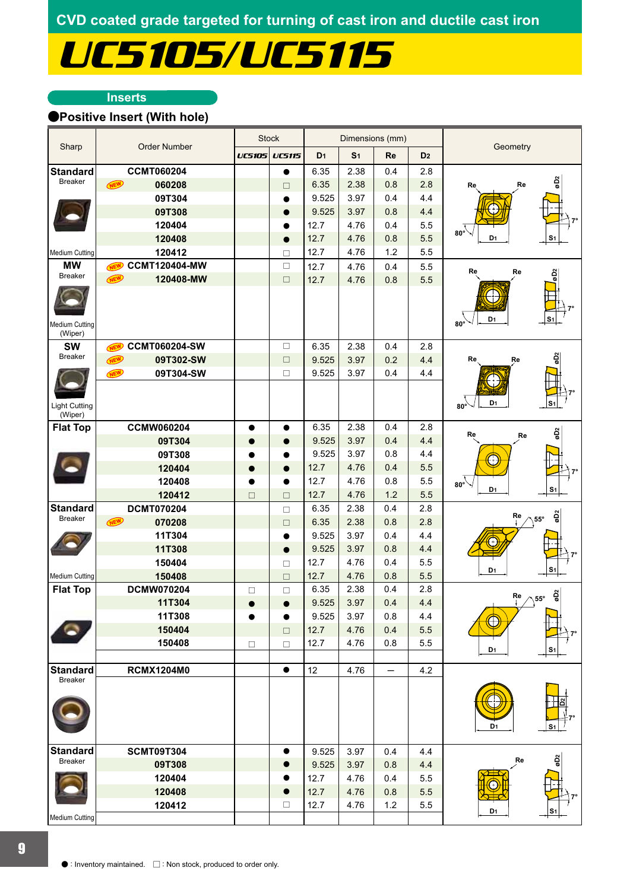CVD coated grade targeted for turning of cast iron and ductile cast iron

# UC5105/UC5115

## Inserts

### ●Positive Insert (With hole)

| Sharp | Order Number | Stock | | Dimensions (mm) | | | |
|---|---|---|---|---|---|---|---|
| | | UC5105 | UC5115 | D1 | S1 | Re | D2 |
| **Standard** Breaker, Medium Cutting | CCMT060204 | | ● | 6.35 | 2.38 | 0.4 | 2.8 |
| | NEW 060208 | | □ | 6.35 | 2.38 | 0.8 | 2.8 |
| | 09T304 | | ● | 9.525 | 3.97 | 0.4 | 4.4 |
| | 09T308 | | ● | 9.525 | 3.97 | 0.8 | 4.4 |
| | 120404 | | ● | 12.7 | 4.76 | 0.4 | 5.5 |
| | 120408 | | ● | 12.7 | 4.76 | 0.8 | 5.5 |
| | 120412 | | □ | 12.7 | 4.76 | 1.2 | 5.5 |
| **MW** Breaker, Medium Cutting (Wiper) | NEW CCMT120404-MW | | □ | 12.7 | 4.76 | 0.4 | 5.5 |
| | NEW 120408-MW | | □ | 12.7 | 4.76 | 0.8 | 5.5 |
| **SW** Breaker, Light Cutting (Wiper) | NEW CCMT060204-SW | | □ | 6.35 | 2.38 | 0.4 | 2.8 |
| | NEW 09T302-SW | | □ | 9.525 | 3.97 | 0.2 | 4.4 |
| | NEW 09T304-SW | | □ | 9.525 | 3.97 | 0.4 | 4.4 |
| **Flat Top** | CCMW060204 | ● | ● | 6.35 | 2.38 | 0.4 | 2.8 |
| | 09T304 | ● | ● | 9.525 | 3.97 | 0.4 | 4.4 |
| | 09T308 | ● | ● | 9.525 | 3.97 | 0.8 | 4.4 |
| | 120404 | ● | ● | 12.7 | 4.76 | 0.4 | 5.5 |
| | 120408 | ● | ● | 12.7 | 4.76 | 0.8 | 5.5 |
| | 120412 | □ | □ | 12.7 | 4.76 | 1.2 | 5.5 |
| **Standard** Breaker, Medium Cutting | DCMT070204 | | □ | 6.35 | 2.38 | 0.4 | 2.8 |
| | NEW 070208 | | □ | 6.35 | 2.38 | 0.8 | 2.8 |
| | 11T304 | | ● | 9.525 | 3.97 | 0.4 | 4.4 |
| | 11T308 | | ● | 9.525 | 3.97 | 0.8 | 4.4 |
| | 150404 | | □ | 12.7 | 4.76 | 0.4 | 5.5 |
| | 150408 | | □ | 12.7 | 4.76 | 0.8 | 5.5 |
| **Flat Top** | DCMW070204 | □ | □ | 6.35 | 2.38 | 0.4 | 2.8 |
| | 11T304 | ● | ● | 9.525 | 3.97 | 0.4 | 4.4 |
| | 11T308 | ● | ● | 9.525 | 3.97 | 0.8 | 4.4 |
| | 150404 | | □ | 12.7 | 4.76 | 0.4 | 5.5 |
| | 150408 | □ | □ | 12.7 | 4.76 | 0.8 | 5.5 |
| **Standard** Breaker | RCMX1204M0 | | ● | 12 | 4.76 | – | 4.2 |
| **Standard** Breaker, Medium Cutting | SCMT09T304 | | ● | 9.525 | 3.97 | 0.4 | 4.4 |
| | 09T308 | | ● | 9.525 | 3.97 | 0.8 | 4.4 |
| | 120404 | | ● | 12.7 | 4.76 | 0.4 | 5.5 |
| | 120408 | | ● | 12.7 | 4.76 | 0.8 | 5.5 |
| | 120412 | | □ | 12.7 | 4.76 | 1.2 | 5.5 |

● : Inventory maintained. □ : Non stock, produced to order only.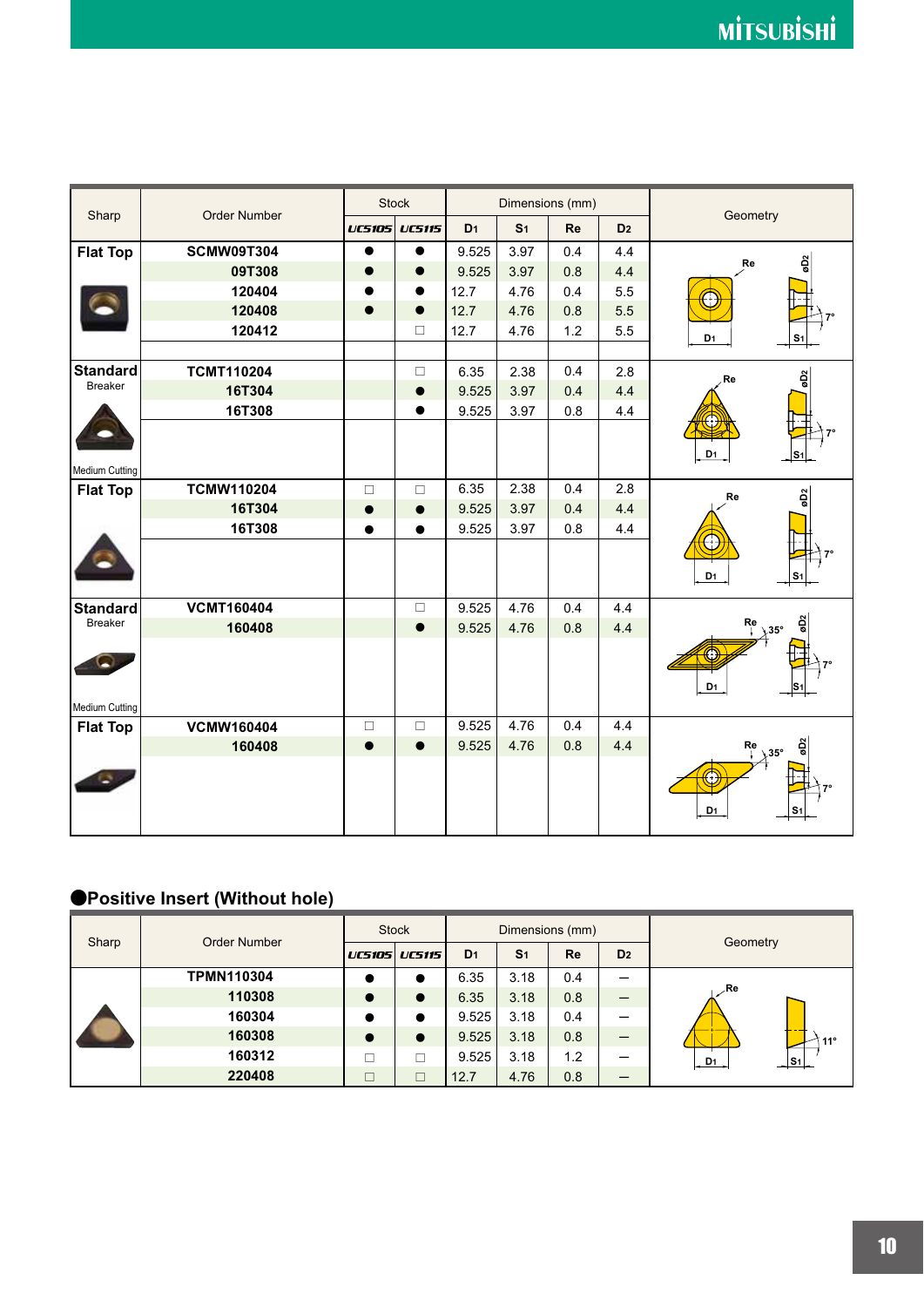| Sharp | Order Number | Stock | | Dimensions (mm) | | | | Geometry |
|---|---|---|---|---|---|---|---|---|
| | | UC5105 | UC5115 | D1 | S1 | Re | D2 | |
| Flat Top | SCMW09T304 | ● | ● | 9.525 | 3.97 | 0.4 | 4.4 | |
| | 09T308 | ● | ● | 9.525 | 3.97 | 0.8 | 4.4 | |
| | 120404 | ● | ● | 12.7 | 4.76 | 0.4 | 5.5 | |
| | 120408 | ● | ● | 12.7 | 4.76 | 0.8 | 5.5 | |
| | 120412 | | □ | 12.7 | 4.76 | 1.2 | 5.5 | |
| Standard Breaker (Medium Cutting) | TCMT110204 | | □ | 6.35 | 2.38 | 0.4 | 2.8 | |
| | 16T304 | | ● | 9.525 | 3.97 | 0.4 | 4.4 | |
| | 16T308 | | ● | 9.525 | 3.97 | 0.8 | 4.4 | |
| Flat Top | TCMW110204 | □ | □ | 6.35 | 2.38 | 0.4 | 2.8 | |
| | 16T304 | ● | ● | 9.525 | 3.97 | 0.4 | 4.4 | |
| | 16T308 | ● | ● | 9.525 | 3.97 | 0.8 | 4.4 | |
| Standard Breaker (Medium Cutting) | VCMT160404 | | □ | 9.525 | 4.76 | 0.4 | 4.4 | |
| | 160408 | | ● | 9.525 | 4.76 | 0.8 | 4.4 | |
| Flat Top | VCMW160404 | □ | □ | 9.525 | 4.76 | 0.4 | 4.4 | |
| | 160408 | ● | ● | 9.525 | 4.76 | 0.8 | 4.4 | |

## ●Positive Insert (Without hole)

| Sharp | Order Number | Stock | | Dimensions (mm) | | | | Geometry |
|---|---|---|---|---|---|---|---|---|
| | | UC5105 | UC5115 | D1 | S1 | Re | D2 | |
| | TPMN110304 | ● | ● | 6.35 | 3.18 | 0.4 | – | |
| | 110308 | ● | ● | 6.35 | 3.18 | 0.8 | – | |
| | 160304 | ● | ● | 9.525 | 3.18 | 0.4 | – | |
| | 160308 | ● | ● | 9.525 | 3.18 | 0.8 | – | |
| | 160312 | □ | □ | 9.525 | 3.18 | 1.2 | – | |
| | 220408 | □ | □ | 12.7 | 4.76 | 0.8 | – | |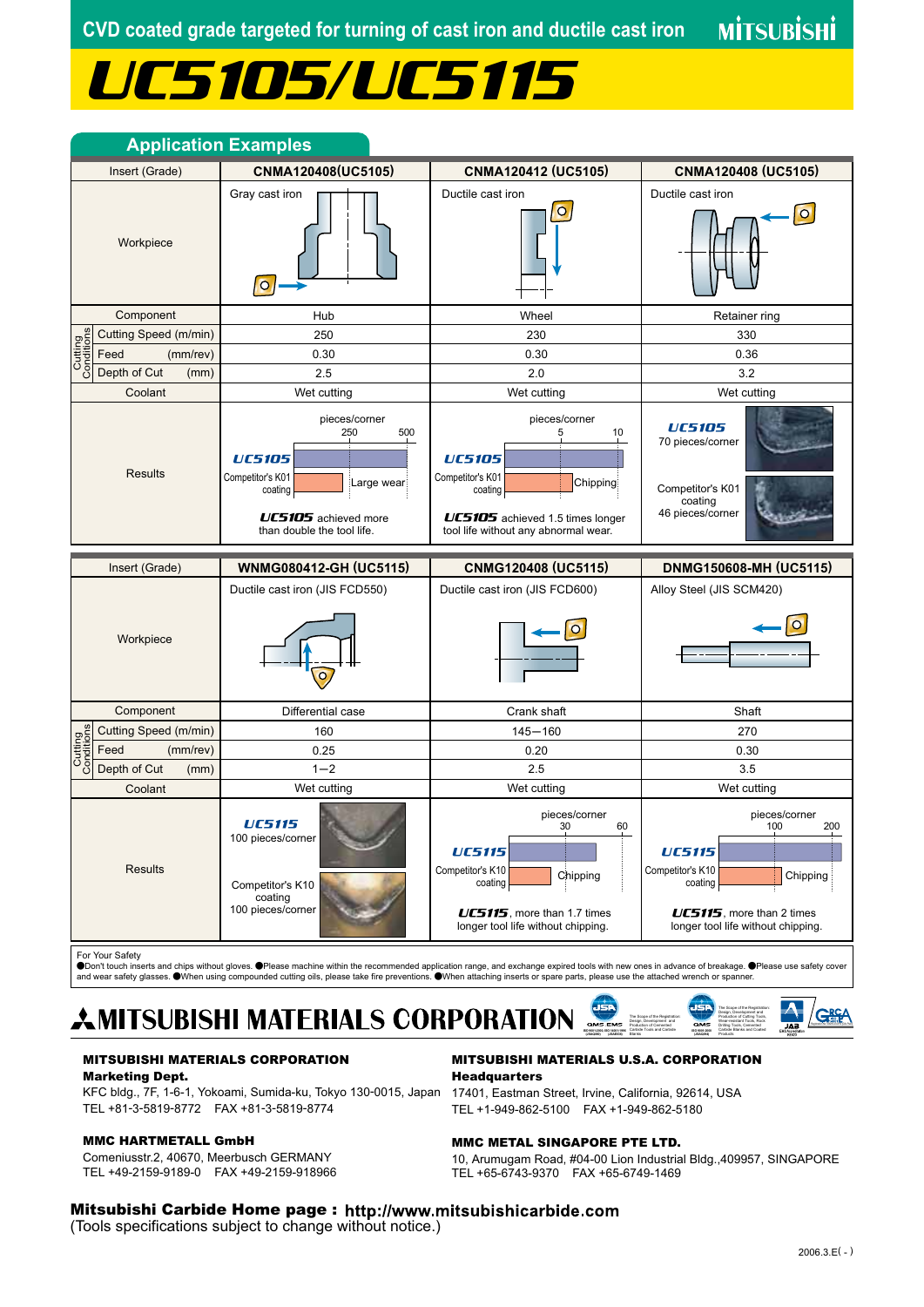CVD coated grade targeted for turning of cast iron and ductile cast iron

MITSUBISHI

# UC5105/UC5115

## Application Examples

| Insert (Grade) | CNMA120408(UC5105) | CNMA120412 (UC5105) | CNMA120408 (UC5105) |
|---|---|---|---|
| Workpiece | Gray cast iron | Ductile cast iron | Ductile cast iron |
| Component | Hub | Wheel | Retainer ring |
| Cutting Conditions: Cutting Speed (m/min) | 250 | 230 | 330 |
| Cutting Conditions: Feed (mm/rev) | 0.30 | 0.30 | 0.36 |
| Cutting Conditions: Depth of Cut (mm) | 2.5 | 2.0 | 3.2 |
| Coolant | Wet cutting | Wet cutting | Wet cutting |
| Results | pieces/corner 250 500; UC5105; Competitor's K01 coating: Large wear. UC5105 achieved more than double the tool life. | pieces/corner 5 10; UC5105; Competitor's K01 coating: Chipping. UC5105 achieved 1.5 times longer tool life without any abnormal wear. | UC5105 70 pieces/corner; Competitor's K01 coating 46 pieces/corner |

| Insert (Grade) | WNMG080412-GH (UC5115) | CNMG120408 (UC5115) | DNMG150608-MH (UC5115) |
|---|---|---|---|
| Workpiece | Ductile cast iron (JIS FCD550) | Ductile cast iron (JIS FCD600) | Alloy Steel (JIS SCM420) |
| Component | Differential case | Crank shaft | Shaft |
| Cutting Conditions: Cutting Speed (m/min) | 160 | 145−160 | 270 |
| Cutting Conditions: Feed (mm/rev) | 0.25 | 0.20 | 0.30 |
| Cutting Conditions: Depth of Cut (mm) | 1−2 | 2.5 | 3.5 |
| Coolant | Wet cutting | Wet cutting | Wet cutting |
| Results | UC5115 100 pieces/corner; Competitor's K10 coating 100 pieces/corner | pieces/corner 30 60; UC5115; Competitor's K10 coating: Chipping. UC5115, more than 1.7 times longer tool life without chipping. | pieces/corner 100 200; UC5115; Competitor's K10 coating: Chipping. UC5115, more than 2 times longer tool life without chipping. |

For Your Safety
●Don't touch inserts and chips without gloves. ●Please machine within the recommended application range, and exchange expired tools with new ones in advance of breakage. ●Please use safety cover and wear safety glasses. ●When using compounded cutting oils, please take fire preventions. ●When attaching inserts or spare parts, please use the attached wrench or spanner.

**MITSUBISHI MATERIALS CORPORATION**

**MITSUBISHI MATERIALS CORPORATION**
**Marketing Dept.**
KFC bldg., 7F, 1-6-1, Yokoami, Sumida-ku, Tokyo 130-0015, Japan
TEL +81-3-5819-8772 FAX +81-3-5819-8774

**MITSUBISHI MATERIALS U.S.A. CORPORATION**
**Headquarters**
17401, Eastman Street, Irvine, California, 92614, USA
TEL +1-949-862-5100 FAX +1-949-862-5180

**MMC HARTMETALL GmbH**
Comeniusstr.2, 40670, Meerbusch GERMANY
TEL +49-2159-9189-0 FAX +49-2159-918966

**MMC METAL SINGAPORE PTE LTD.**
10, Arumugam Road, #04-00 Lion Industrial Bldg.,409957, SINGAPORE
TEL +65-6743-9370 FAX +65-6749-1469

**Mitsubishi Carbide Home page : http://www.mitsubishicarbide.com**
(Tools specifications subject to change without notice.)

2006.3.E( - )